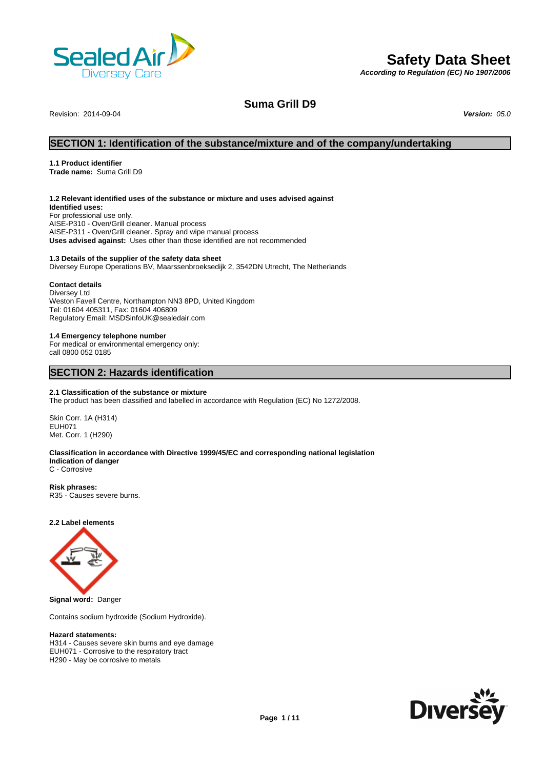# Safety Data Sheet

*According to Regulation (EC) No 1907/2006*

## Suma Grill D9

Revision: 2014-09-04 ***Version:*** *05.0*

## SECTION 1: Identification of the substance/mixture and of the company/undertaking

**1.1 Product identifier**
**Trade name:** Suma Grill D9

**1.2 Relevant identified uses of the substance or mixture and uses advised against**
**Identified uses:**
For professional use only.
AISE-P310 - Oven/Grill cleaner. Manual process
AISE-P311 - Oven/Grill cleaner. Spray and wipe manual process
**Uses advised against:** Uses other than those identified are not recommended

**1.3 Details of the supplier of the safety data sheet**
Diversey Europe Operations BV, Maarssenbroeksedijk 2, 3542DN Utrecht, The Netherlands

**Contact details**
Diversey Ltd
Weston Favell Centre, Northampton NN3 8PD, United Kingdom
Tel: 01604 405311, Fax: 01604 406809
Regulatory Email: MSDSinfoUK@sealedair.com

**1.4 Emergency telephone number**
For medical or environmental emergency only:
call 0800 052 0185

## SECTION 2: Hazards identification

**2.1 Classification of the substance or mixture**
The product has been classified and labelled in accordance with Regulation (EC) No 1272/2008.

Skin Corr. 1A (H314)
EUH071
Met. Corr. 1 (H290)

**Classification in accordance with Directive 1999/45/EC and corresponding national legislation**
**Indication of danger**
C - Corrosive

**Risk phrases:**
R35 - Causes severe burns.

**2.2 Label elements**

**Signal word:** Danger

Contains sodium hydroxide (Sodium Hydroxide).

**Hazard statements:**
H314 - Causes severe skin burns and eye damage
EUH071 - Corrosive to the respiratory tract
H290 - May be corrosive to metals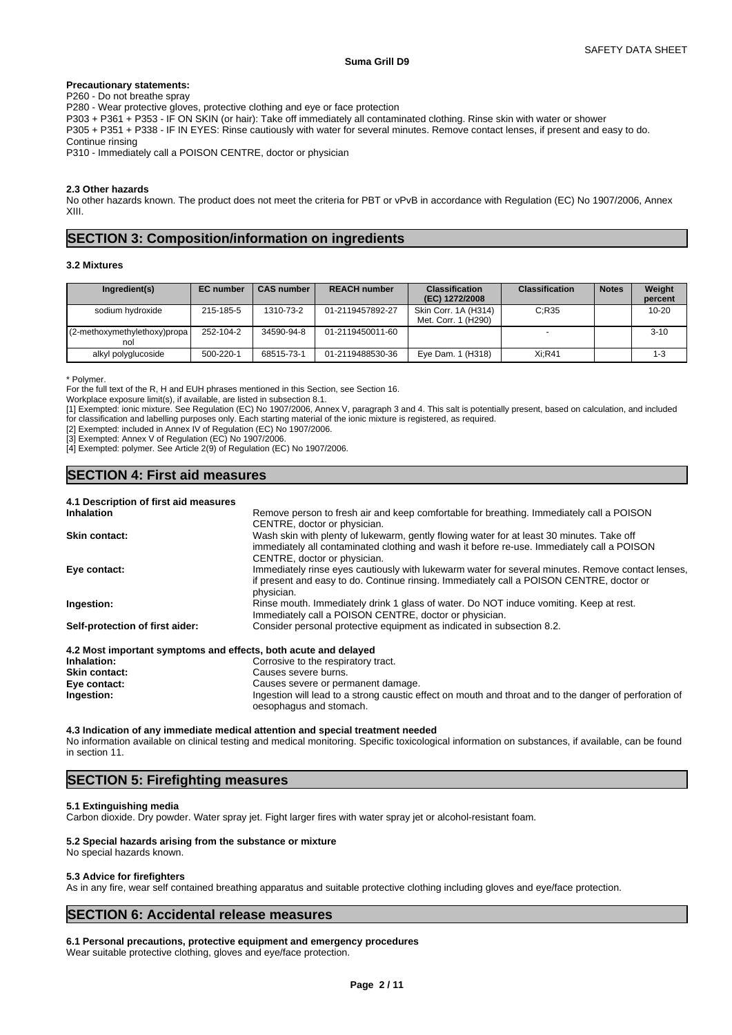**Precautionary statements:**

P260 - Do not breathe spray

P280 - Wear protective gloves, protective clothing and eye or face protection

P303 + P361 + P353 - IF ON SKIN (or hair): Take off immediately all contaminated clothing. Rinse skin with water or shower

P305 + P351 + P338 - IF IN EYES: Rinse cautiously with water for several minutes. Remove contact lenses, if present and easy to do. Continue rinsing

P310 - Immediately call a POISON CENTRE, doctor or physician

**2.3 Other hazards**

No other hazards known. The product does not meet the criteria for PBT or vPvB in accordance with Regulation (EC) No 1907/2006, Annex XIII.

## SECTION 3: Composition/information on ingredients

**3.2 Mixtures**

| Ingredient(s) | EC number | CAS number | REACH number | Classification (EC) 1272/2008 | Classification | Notes | Weight percent |
|---|---|---|---|---|---|---|---|
| sodium hydroxide | 215-185-5 | 1310-73-2 | 01-2119457892-27 | Skin Corr. 1A (H314) Met. Corr. 1 (H290) | C;R35 | | 10-20 |
| (2-methoxymethylethoxy)propanol | 252-104-2 | 34590-94-8 | 01-2119450011-60 | | - | | 3-10 |
| alkyl polyglucoside | 500-220-1 | 68515-73-1 | 01-2119488530-36 | Eye Dam. 1 (H318) | Xi;R41 | | 1-3 |

\* Polymer.

For the full text of the R, H and EUH phrases mentioned in this Section, see Section 16.

Workplace exposure limit(s), if available, are listed in subsection 8.1.

[1] Exempted: ionic mixture. See Regulation (EC) No 1907/2006, Annex V, paragraph 3 and 4. This salt is potentially present, based on calculation, and included for classification and labelling purposes only. Each starting material of the ionic mixture is registered, as required.

[2] Exempted: included in Annex IV of Regulation (EC) No 1907/2006.

[3] Exempted: Annex V of Regulation (EC) No 1907/2006.

[4] Exempted: polymer. See Article 2(9) of Regulation (EC) No 1907/2006.

## SECTION 4: First aid measures

**4.1 Description of first aid measures**

**Inhalation** Remove person to fresh air and keep comfortable for breathing. Immediately call a POISON CENTRE, doctor or physician.

**Skin contact:** Wash skin with plenty of lukewarm, gently flowing water for at least 30 minutes. Take off immediately all contaminated clothing and wash it before re-use. Immediately call a POISON CENTRE, doctor or physician.

**Eye contact:** Immediately rinse eyes cautiously with lukewarm water for several minutes. Remove contact lenses, if present and easy to do. Continue rinsing. Immediately call a POISON CENTRE, doctor or physician.

**Ingestion:** Rinse mouth. Immediately drink 1 glass of water. Do NOT induce vomiting. Keep at rest. Immediately call a POISON CENTRE, doctor or physician.

**Self-protection of first aider:** Consider personal protective equipment as indicated in subsection 8.2.

**4.2 Most important symptoms and effects, both acute and delayed**

**Inhalation:** Corrosive to the respiratory tract.

**Skin contact:** Causes severe burns.

**Eye contact:** Causes severe or permanent damage.

**Ingestion:** Ingestion will lead to a strong caustic effect on mouth and throat and to the danger of perforation of oesophagus and stomach.

**4.3 Indication of any immediate medical attention and special treatment needed**

No information available on clinical testing and medical monitoring. Specific toxicological information on substances, if available, can be found in section 11.

## SECTION 5: Firefighting measures

**5.1 Extinguishing media**

Carbon dioxide. Dry powder. Water spray jet. Fight larger fires with water spray jet or alcohol-resistant foam.

**5.2 Special hazards arising from the substance or mixture**

No special hazards known.

**5.3 Advice for firefighters**

As in any fire, wear self contained breathing apparatus and suitable protective clothing including gloves and eye/face protection.

## SECTION 6: Accidental release measures

**6.1 Personal precautions, protective equipment and emergency procedures**

Wear suitable protective clothing, gloves and eye/face protection.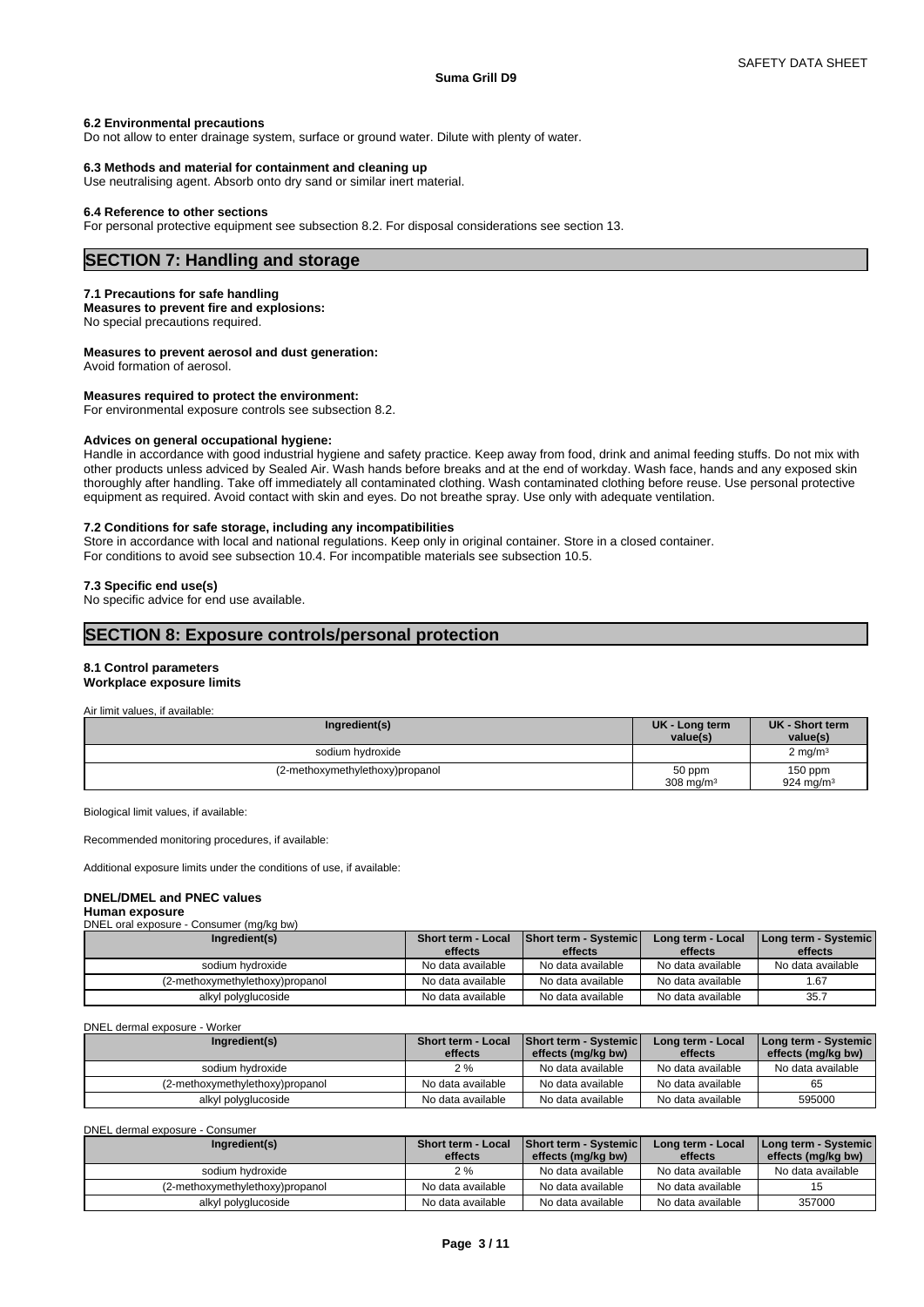### 6.2 Environmental precautions

Do not allow to enter drainage system, surface or ground water. Dilute with plenty of water.

### 6.3 Methods and material for containment and cleaning up

Use neutralising agent. Absorb onto dry sand or similar inert material.

### 6.4 Reference to other sections

For personal protective equipment see subsection 8.2. For disposal considerations see section 13.

## SECTION 7: Handling and storage

### 7.1 Precautions for safe handling

**Measures to prevent fire and explosions:**
No special precautions required.

**Measures to prevent aerosol and dust generation:**
Avoid formation of aerosol.

**Measures required to protect the environment:**
For environmental exposure controls see subsection 8.2.

**Advices on general occupational hygiene:**
Handle in accordance with good industrial hygiene and safety practice. Keep away from food, drink and animal feeding stuffs. Do not mix with other products unless adviced by Sealed Air. Wash hands before breaks and at the end of workday. Wash face, hands and any exposed skin thoroughly after handling. Take off immediately all contaminated clothing. Wash contaminated clothing before reuse. Use personal protective equipment as required. Avoid contact with skin and eyes. Do not breathe spray. Use only with adequate ventilation.

### 7.2 Conditions for safe storage, including any incompatibilities

Store in accordance with local and national regulations. Keep only in original container. Store in a closed container.
For conditions to avoid see subsection 10.4. For incompatible materials see subsection 10.5.

### 7.3 Specific end use(s)

No specific advice for end use available.

## SECTION 8: Exposure controls/personal protection

### 8.1 Control parameters

**Workplace exposure limits**

Air limit values, if available:

| Ingredient(s) | UK - Long term value(s) | UK - Short term value(s) |
|---|---|---|
| sodium hydroxide | | 2 mg/m³ |
| (2-methoxymethylethoxy)propanol | 50 ppm 308 mg/m³ | 150 ppm 924 mg/m³ |

Biological limit values, if available:

Recommended monitoring procedures, if available:

Additional exposure limits under the conditions of use, if available:

**DNEL/DMEL and PNEC values**

**Human exposure**

DNEL oral exposure - Consumer (mg/kg bw)

| Ingredient(s) | Short term - Local effects | Short term - Systemic effects | Long term - Local effects | Long term - Systemic effects |
|---|---|---|---|---|
| sodium hydroxide | No data available | No data available | No data available | No data available |
| (2-methoxymethylethoxy)propanol | No data available | No data available | No data available | 1.67 |
| alkyl polyglucoside | No data available | No data available | No data available | 35.7 |

DNEL dermal exposure - Worker

| Ingredient(s) | Short term - Local effects | Short term - Systemic effects (mg/kg bw) | Long term - Local effects | Long term - Systemic effects (mg/kg bw) |
|---|---|---|---|---|
| sodium hydroxide | 2 % | No data available | No data available | No data available |
| (2-methoxymethylethoxy)propanol | No data available | No data available | No data available | 65 |
| alkyl polyglucoside | No data available | No data available | No data available | 595000 |

DNEL dermal exposure - Consumer

| Ingredient(s) | Short term - Local effects | Short term - Systemic effects (mg/kg bw) | Long term - Local effects | Long term - Systemic effects (mg/kg bw) |
|---|---|---|---|---|
| sodium hydroxide | 2 % | No data available | No data available | No data available |
| (2-methoxymethylethoxy)propanol | No data available | No data available | No data available | 15 |
| alkyl polyglucoside | No data available | No data available | No data available | 357000 |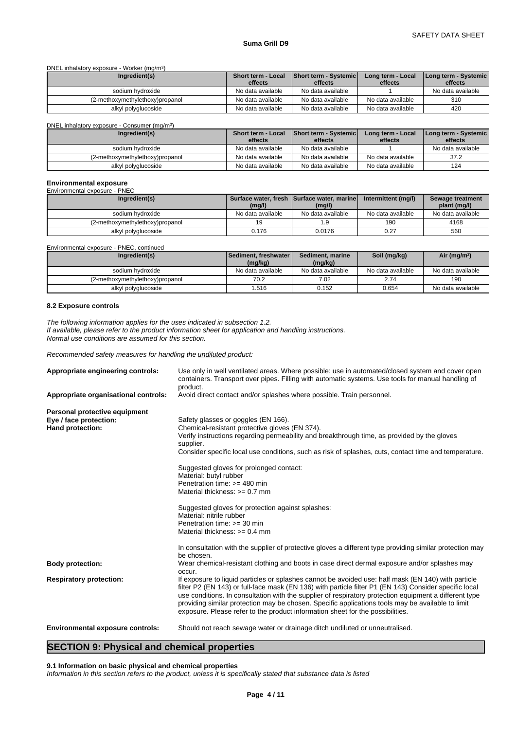DNEL inhalatory exposure - Worker (mg/m³)

| Ingredient(s) | Short term - Local effects | Short term - Systemic effects | Long term - Local effects | Long term - Systemic effects |
|---|---|---|---|---|
| sodium hydroxide | No data available | No data available | 1 | No data available |
| (2-methoxymethylethoxy)propanol | No data available | No data available | No data available | 310 |
| alkyl polyglucoside | No data available | No data available | No data available | 420 |

DNEL inhalatory exposure - Consumer (mg/m³)

| Ingredient(s) | Short term - Local effects | Short term - Systemic effects | Long term - Local effects | Long term - Systemic effects |
|---|---|---|---|---|
| sodium hydroxide | No data available | No data available | 1 | No data available |
| (2-methoxymethylethoxy)propanol | No data available | No data available | No data available | 37.2 |
| alkyl polyglucoside | No data available | No data available | No data available | 124 |

**Environmental exposure**

Environmental exposure - PNEC

| Ingredient(s) | Surface water, fresh (mg/l) | Surface water, marine (mg/l) | Intermittent (mg/l) | Sewage treatment plant (mg/l) |
|---|---|---|---|---|
| sodium hydroxide | No data available | No data available | No data available | No data available |
| (2-methoxymethylethoxy)propanol | 19 | 1.9 | 190 | 4168 |
| alkyl polyglucoside | 0.176 | 0.0176 | 0.27 | 560 |

Environmental exposure - PNEC, continued

| Ingredient(s) | Sediment, freshwater (mg/kg) | Sediment, marine (mg/kg) | Soil (mg/kg) | Air (mg/m³) |
|---|---|---|---|---|
| sodium hydroxide | No data available | No data available | No data available | No data available |
| (2-methoxymethylethoxy)propanol | 70.2 | 7.02 | 2.74 | 190 |
| alkyl polyglucoside | 1.516 | 0.152 | 0.654 | No data available |

**8.2 Exposure controls**

*The following information applies for the uses indicated in subsection 1.2.*
*If available, please refer to the product information sheet for application and handling instructions.*
*Normal use conditions are assumed for this section.*

*Recommended safety measures for handling the undiluted product:*

**Appropriate engineering controls:** Use only in well ventilated areas. Where possible: use in automated/closed system and cover open containers. Transport over pipes. Filling with automatic systems. Use tools for manual handling of product.

**Appropriate organisational controls:** Avoid direct contact and/or splashes where possible. Train personnel.

**Personal protective equipment**

**Eye / face protection:** Safety glasses or goggles (EN 166).

**Hand protection:** Chemical-resistant protective gloves (EN 374).
Verify instructions regarding permeability and breakthrough time, as provided by the gloves supplier.
Consider specific local use conditions, such as risk of splashes, cuts, contact time and temperature.

Suggested gloves for prolonged contact:
Material: butyl rubber
Penetration time: >= 480 min
Material thickness: >= 0.7 mm

Suggested gloves for protection against splashes:
Material: nitrile rubber
Penetration time: >= 30 min
Material thickness: >= 0.4 mm

In consultation with the supplier of protective gloves a different type providing similar protection may be chosen.

**Body protection:** Wear chemical-resistant clothing and boots in case direct dermal exposure and/or splashes may occur.

**Respiratory protection:** If exposure to liquid particles or splashes cannot be avoided use: half mask (EN 140) with particle filter P2 (EN 143) or full-face mask (EN 136) with particle filter P1 (EN 143) Consider specific local use conditions. In consultation with the supplier of respiratory protection equipment a different type providing similar protection may be chosen. Specific applications tools may be available to limit exposure. Please refer to the product information sheet for the possibilities.

**Environmental exposure controls:** Should not reach sewage water or drainage ditch undiluted or unneutralised.

## SECTION 9: Physical and chemical properties

**9.1 Information on basic physical and chemical properties**

*Information in this section refers to the product, unless it is specifically stated that substance data is listed*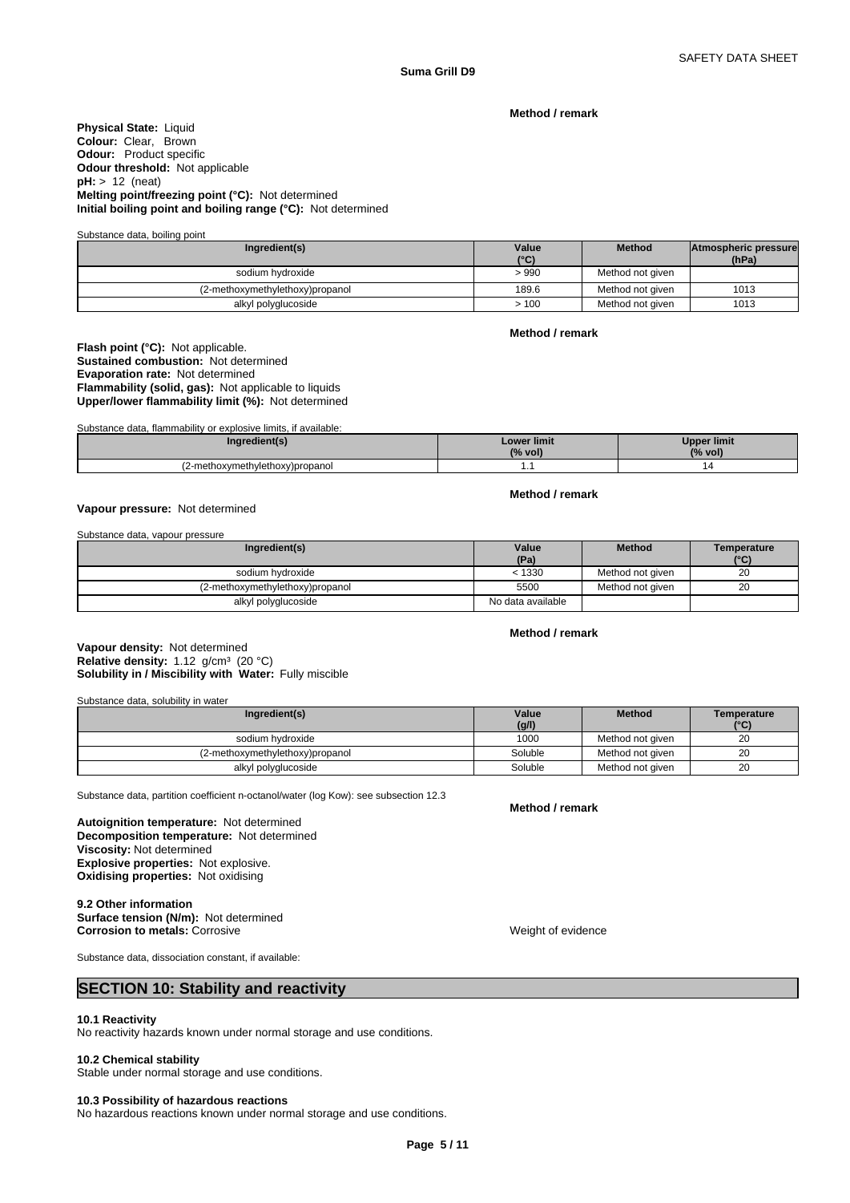**Method / remark**

**Physical State:** Liquid
**Colour:** Clear, Brown
**Odour:** Product specific
**Odour threshold:** Not applicable
**pH:** > 12 (neat)
**Melting point/freezing point (°C):** Not determined
**Initial boiling point and boiling range (°C):** Not determined

Substance data, boiling point

| Ingredient(s) | Value (°C) | Method | Atmospheric pressure (hPa) |
|---|---|---|---|
| sodium hydroxide | > 990 | Method not given | |
| (2-methoxymethylethoxy)propanol | 189.6 | Method not given | 1013 |
| alkyl polyglucoside | > 100 | Method not given | 1013 |

**Method / remark**

**Flash point (°C):** Not applicable.
**Sustained combustion:** Not determined
**Evaporation rate:** Not determined
**Flammability (solid, gas):** Not applicable to liquids
**Upper/lower flammability limit (%):** Not determined

Substance data, flammability or explosive limits, if available:

| Ingredient(s) | Lower limit (% vol) | Upper limit (% vol) |
|---|---|---|
| (2-methoxymethylethoxy)propanol | 1.1 | 14 |

**Method / remark**

**Vapour pressure:** Not determined

Substance data, vapour pressure

| Ingredient(s) | Value (Pa) | Method | Temperature (°C) |
|---|---|---|---|
| sodium hydroxide | < 1330 | Method not given | 20 |
| (2-methoxymethylethoxy)propanol | 5500 | Method not given | 20 |
| alkyl polyglucoside | No data available | | |

**Method / remark**

**Vapour density:** Not determined
**Relative density:** 1.12 g/cm³ (20 °C)
**Solubility in / Miscibility with Water:** Fully miscible

Substance data, solubility in water

| Ingredient(s) | Value (g/l) | Method | Temperature (°C) |
|---|---|---|---|
| sodium hydroxide | 1000 | Method not given | 20 |
| (2-methoxymethylethoxy)propanol | Soluble | Method not given | 20 |
| alkyl polyglucoside | Soluble | Method not given | 20 |

Substance data, partition coefficient n-octanol/water (log Kow): see subsection 12.3

**Method / remark**

**Autoignition temperature:** Not determined
**Decomposition temperature:** Not determined
**Viscosity:** Not determined
**Explosive properties:** Not explosive.
**Oxidising properties:** Not oxidising

**9.2 Other information**
**Surface tension (N/m):** Not determined
**Corrosion to metals:** Corrosive — Weight of evidence

Substance data, dissociation constant, if available:

## SECTION 10: Stability and reactivity

**10.1 Reactivity**
No reactivity hazards known under normal storage and use conditions.

**10.2 Chemical stability**
Stable under normal storage and use conditions.

**10.3 Possibility of hazardous reactions**
No hazardous reactions known under normal storage and use conditions.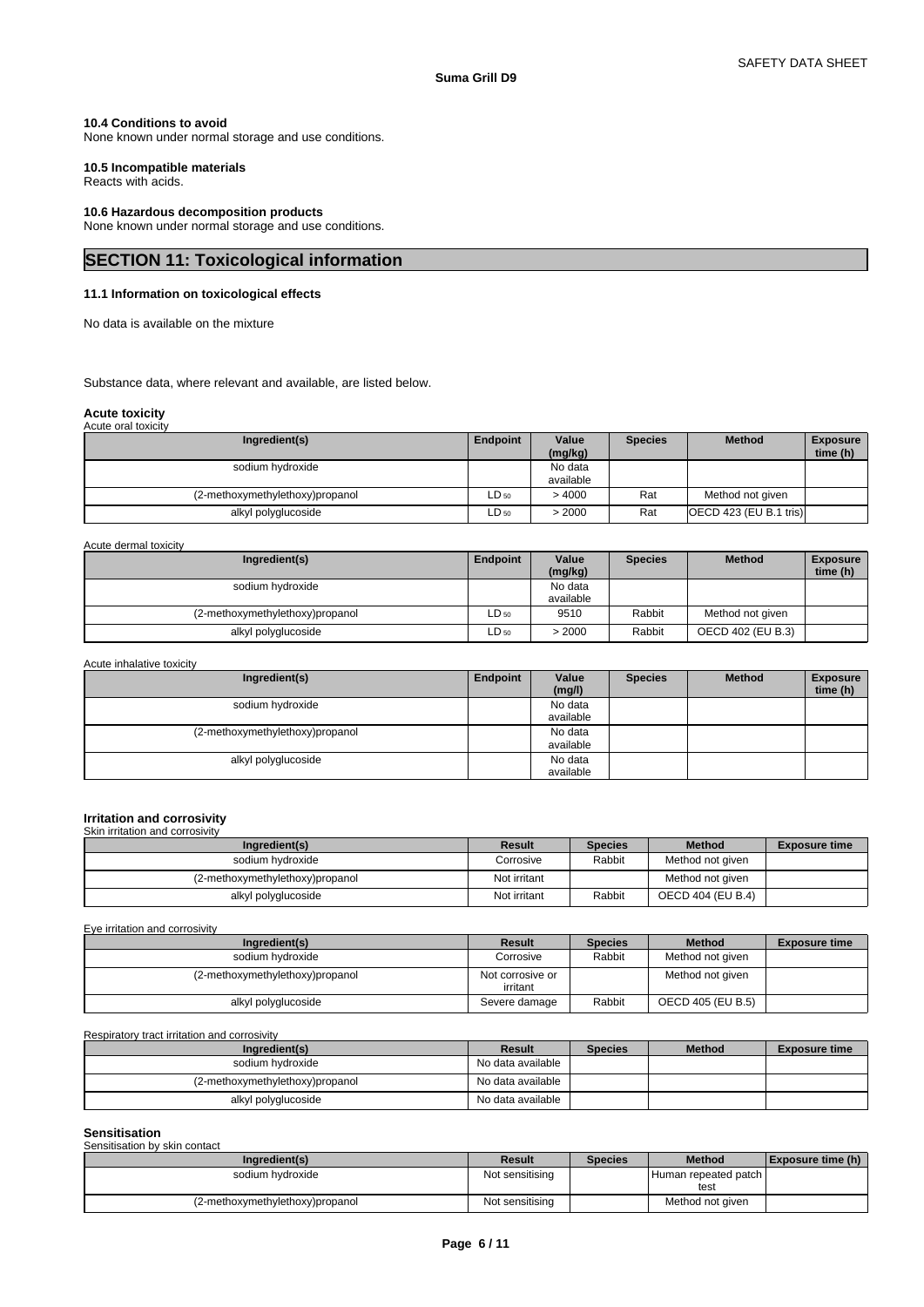### 10.4 Conditions to avoid

None known under normal storage and use conditions.

### 10.5 Incompatible materials

Reacts with acids.

### 10.6 Hazardous decomposition products

None known under normal storage and use conditions.

## SECTION 11: Toxicological information

### 11.1 Information on toxicological effects

No data is available on the mixture

Substance data, where relevant and available, are listed below.

**Acute toxicity**

Acute oral toxicity

| Ingredient(s) | Endpoint | Value (mg/kg) | Species | Method | Exposure time (h) |
|---|---|---|---|---|---|
| sodium hydroxide | | No data available | | | |
| (2-methoxymethylethoxy)propanol | $LD_{50}$ | > 4000 | Rat | Method not given | |
| alkyl polyglucoside | $LD_{50}$ | > 2000 | Rat | OECD 423 (EU B.1 tris) | |

Acute dermal toxicity

| Ingredient(s) | Endpoint | Value (mg/kg) | Species | Method | Exposure time (h) |
|---|---|---|---|---|---|
| sodium hydroxide | | No data available | | | |
| (2-methoxymethylethoxy)propanol | $LD_{50}$ | 9510 | Rabbit | Method not given | |
| alkyl polyglucoside | $LD_{50}$ | > 2000 | Rabbit | OECD 402 (EU B.3) | |

Acute inhalative toxicity

| Ingredient(s) | Endpoint | Value (mg/l) | Species | Method | Exposure time (h) |
|---|---|---|---|---|---|
| sodium hydroxide | | No data available | | | |
| (2-methoxymethylethoxy)propanol | | No data available | | | |
| alkyl polyglucoside | | No data available | | | |

**Irritation and corrosivity**

Skin irritation and corrosivity

| Ingredient(s) | Result | Species | Method | Exposure time |
|---|---|---|---|---|
| sodium hydroxide | Corrosive | Rabbit | Method not given | |
| (2-methoxymethylethoxy)propanol | Not irritant | | Method not given | |
| alkyl polyglucoside | Not irritant | Rabbit | OECD 404 (EU B.4) | |

Eye irritation and corrosivity

| Ingredient(s) | Result | Species | Method | Exposure time |
|---|---|---|---|---|
| sodium hydroxide | Corrosive | Rabbit | Method not given | |
| (2-methoxymethylethoxy)propanol | Not corrosive or irritant | | Method not given | |
| alkyl polyglucoside | Severe damage | Rabbit | OECD 405 (EU B.5) | |

Respiratory tract irritation and corrosivity

| Ingredient(s) | Result | Species | Method | Exposure time |
|---|---|---|---|---|
| sodium hydroxide | No data available | | | |
| (2-methoxymethylethoxy)propanol | No data available | | | |
| alkyl polyglucoside | No data available | | | |

**Sensitisation**

Sensitisation by skin contact

| Ingredient(s) | Result | Species | Method | Exposure time (h) |
|---|---|---|---|---|
| sodium hydroxide | Not sensitising | | Human repeated patch test | |
| (2-methoxymethylethoxy)propanol | Not sensitising | | Method not given | |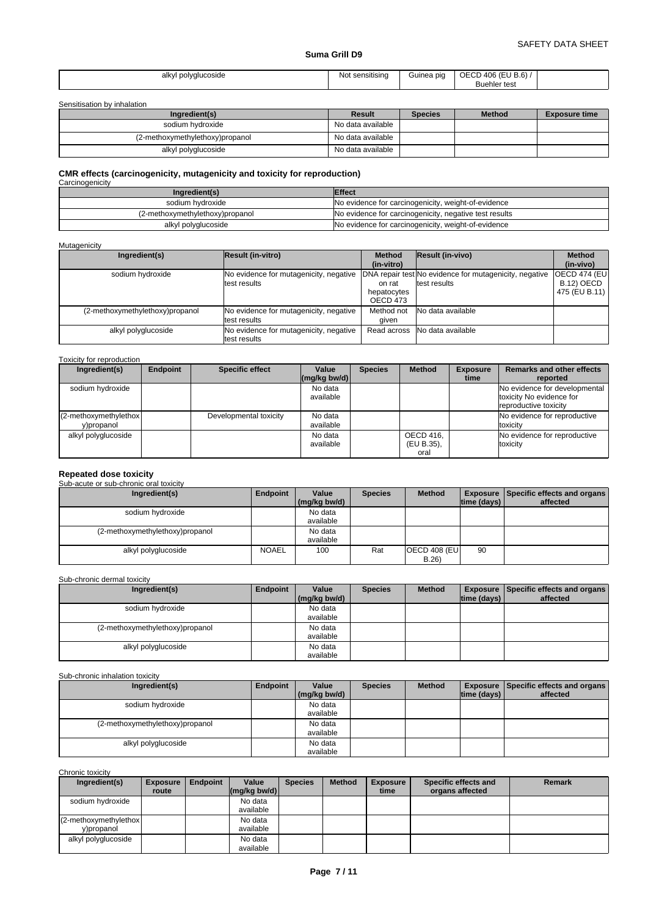| alkyl polyglucoside | Not sensitising | Guinea pig | OECD 406 (EU B.6) / Buehler test | |
|---|---|---|---|---|

Sensitisation by inhalation

| Ingredient(s) | Result | Species | Method | Exposure time |
|---|---|---|---|---|
| sodium hydroxide | No data available | | | |
| (2-methoxymethylethoxy)propanol | No data available | | | |
| alkyl polyglucoside | No data available | | | |

**CMR effects (carcinogenicity, mutagenicity and toxicity for reproduction)**

Carcinogenicity

| Ingredient(s) | Effect |
|---|---|
| sodium hydroxide | No evidence for carcinogenicity, weight-of-evidence |
| (2-methoxymethylethoxy)propanol | No evidence for carcinogenicity, negative test results |
| alkyl polyglucoside | No evidence for carcinogenicity, weight-of-evidence |

Mutagenicity

| Ingredient(s) | Result (in-vitro) | Method (in-vitro) | Result (in-vivo) | Method (in-vivo) |
|---|---|---|---|---|
| sodium hydroxide | No evidence for mutagenicity, negative test results | DNA repair test on rat hepatocytes OECD 473 | No evidence for mutagenicity, negative test results | OECD 474 (EU B.12) OECD 475 (EU B.11) |
| (2-methoxymethylethoxy)propanol | No evidence for mutagenicity, negative test results | Method not given | No data available | |
| alkyl polyglucoside | No evidence for mutagenicity, negative test results | Read across | No data available | |

Toxicity for reproduction

| Ingredient(s) | Endpoint | Specific effect | Value (mg/kg bw/d) | Species | Method | Exposure time | Remarks and other effects reported |
|---|---|---|---|---|---|---|---|
| sodium hydroxide | | | No data available | | | | No evidence for developmental toxicity No evidence for reproductive toxicity |
| (2-methoxymethylethoxy)propanol | | Developmental toxicity | No data available | | | | No evidence for reproductive toxicity |
| alkyl polyglucoside | | | No data available | | OECD 416, (EU B.35), oral | | No evidence for reproductive toxicity |

**Repeated dose toxicity**

Sub-acute or sub-chronic oral toxicity

| Ingredient(s) | Endpoint | Value (mg/kg bw/d) | Species | Method | Exposure time (days) | Specific effects and organs affected |
|---|---|---|---|---|---|---|
| sodium hydroxide | | No data available | | | | |
| (2-methoxymethylethoxy)propanol | | No data available | | | | |
| alkyl polyglucoside | NOAEL | 100 | Rat | OECD 408 (EU B.26) | 90 | |

Sub-chronic dermal toxicity

| Ingredient(s) | Endpoint | Value (mg/kg bw/d) | Species | Method | Exposure time (days) | Specific effects and organs affected |
|---|---|---|---|---|---|---|
| sodium hydroxide | | No data available | | | | |
| (2-methoxymethylethoxy)propanol | | No data available | | | | |
| alkyl polyglucoside | | No data available | | | | |

Sub-chronic inhalation toxicity

| Ingredient(s) | Endpoint | Value (mg/kg bw/d) | Species | Method | Exposure time (days) | Specific effects and organs affected |
|---|---|---|---|---|---|---|
| sodium hydroxide | | No data available | | | | |
| (2-methoxymethylethoxy)propanol | | No data available | | | | |
| alkyl polyglucoside | | No data available | | | | |

Chronic toxicity

| Ingredient(s) | Exposure route | Endpoint | Value (mg/kg bw/d) | Species | Method | Exposure time | Specific effects and organs affected | Remark |
|---|---|---|---|---|---|---|---|---|
| sodium hydroxide | | | No data available | | | | | |
| (2-methoxymethylethoxy)propanol | | | No data available | | | | | |
| alkyl polyglucoside | | | No data available | | | | | |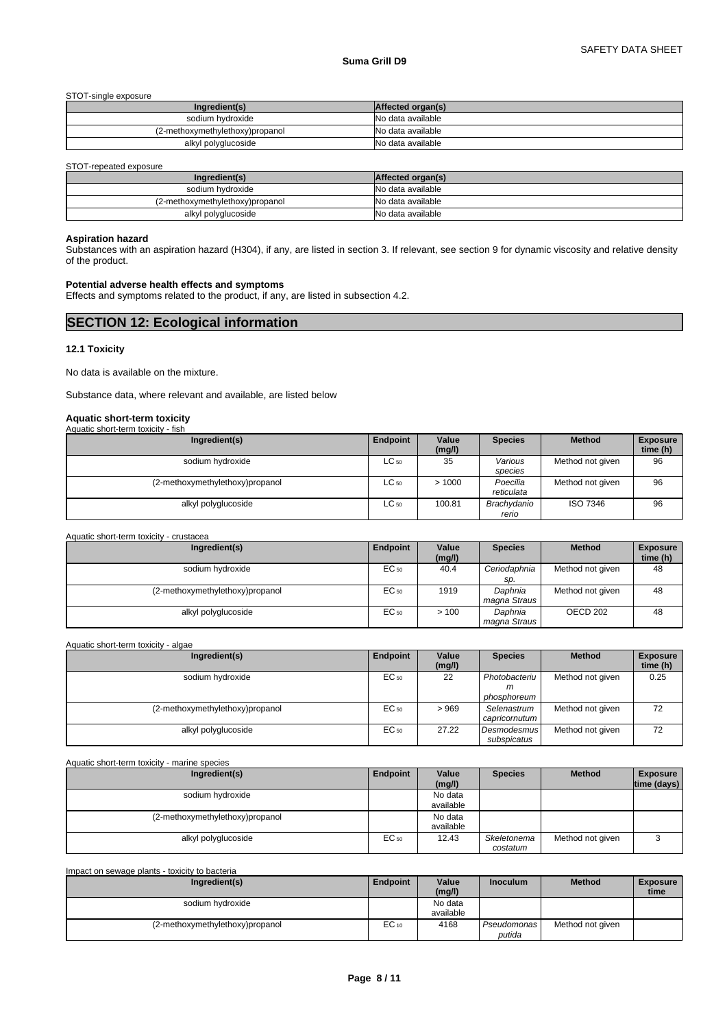STOT-single exposure

| Ingredient(s) | Affected organ(s) |
| --- | --- |
| sodium hydroxide | No data available |
| (2-methoxymethylethoxy)propanol | No data available |
| alkyl polyglucoside | No data available |

STOT-repeated exposure

| Ingredient(s) | Affected organ(s) |
| --- | --- |
| sodium hydroxide | No data available |
| (2-methoxymethylethoxy)propanol | No data available |
| alkyl polyglucoside | No data available |

**Aspiration hazard**

Substances with an aspiration hazard (H304), if any, are listed in section 3. If relevant, see section 9 for dynamic viscosity and relative density of the product.

**Potential adverse health effects and symptoms**

Effects and symptoms related to the product, if any, are listed in subsection 4.2.

## SECTION 12: Ecological information

### 12.1 Toxicity

No data is available on the mixture.

Substance data, where relevant and available, are listed below

**Aquatic short-term toxicity**

Aquatic short-term toxicity - fish

| Ingredient(s) | Endpoint | Value (mg/l) | Species | Method | Exposure time (h) |
| --- | --- | --- | --- | --- | --- |
| sodium hydroxide | $LC_{50}$ | 35 | *Various species* | Method not given | 96 |
| (2-methoxymethylethoxy)propanol | $LC_{50}$ | > 1000 | *Poecilia reticulata* | Method not given | 96 |
| alkyl polyglucoside | $LC_{50}$ | 100.81 | *Brachydanio rerio* | ISO 7346 | 96 |

Aquatic short-term toxicity - crustacea

| Ingredient(s) | Endpoint | Value (mg/l) | Species | Method | Exposure time (h) |
| --- | --- | --- | --- | --- | --- |
| sodium hydroxide | $EC_{50}$ | 40.4 | *Ceriodaphnia sp.* | Method not given | 48 |
| (2-methoxymethylethoxy)propanol | $EC_{50}$ | 1919 | *Daphnia magna Straus* | Method not given | 48 |
| alkyl polyglucoside | $EC_{50}$ | > 100 | *Daphnia magna Straus* | OECD 202 | 48 |

Aquatic short-term toxicity - algae

| Ingredient(s) | Endpoint | Value (mg/l) | Species | Method | Exposure time (h) |
| --- | --- | --- | --- | --- | --- |
| sodium hydroxide | $EC_{50}$ | 22 | *Photobacterium phosphoreum* | Method not given | 0.25 |
| (2-methoxymethylethoxy)propanol | $EC_{50}$ | > 969 | *Selenastrum capricornutum* | Method not given | 72 |
| alkyl polyglucoside | $EC_{50}$ | 27.22 | *Desmodesmus subspicatus* | Method not given | 72 |

Aquatic short-term toxicity - marine species

| Ingredient(s) | Endpoint | Value (mg/l) | Species | Method | Exposure time (days) |
| --- | --- | --- | --- | --- | --- |
| sodium hydroxide | | No data available | | | |
| (2-methoxymethylethoxy)propanol | | No data available | | | |
| alkyl polyglucoside | $EC_{50}$ | 12.43 | *Skeletonema costatum* | Method not given | 3 |

Impact on sewage plants - toxicity to bacteria

| Ingredient(s) | Endpoint | Value (mg/l) | Inoculum | Method | Exposure time |
| --- | --- | --- | --- | --- | --- |
| sodium hydroxide | | No data available | | | |
| (2-methoxymethylethoxy)propanol | $EC_{10}$ | 4168 | *Pseudomonas putida* | Method not given | |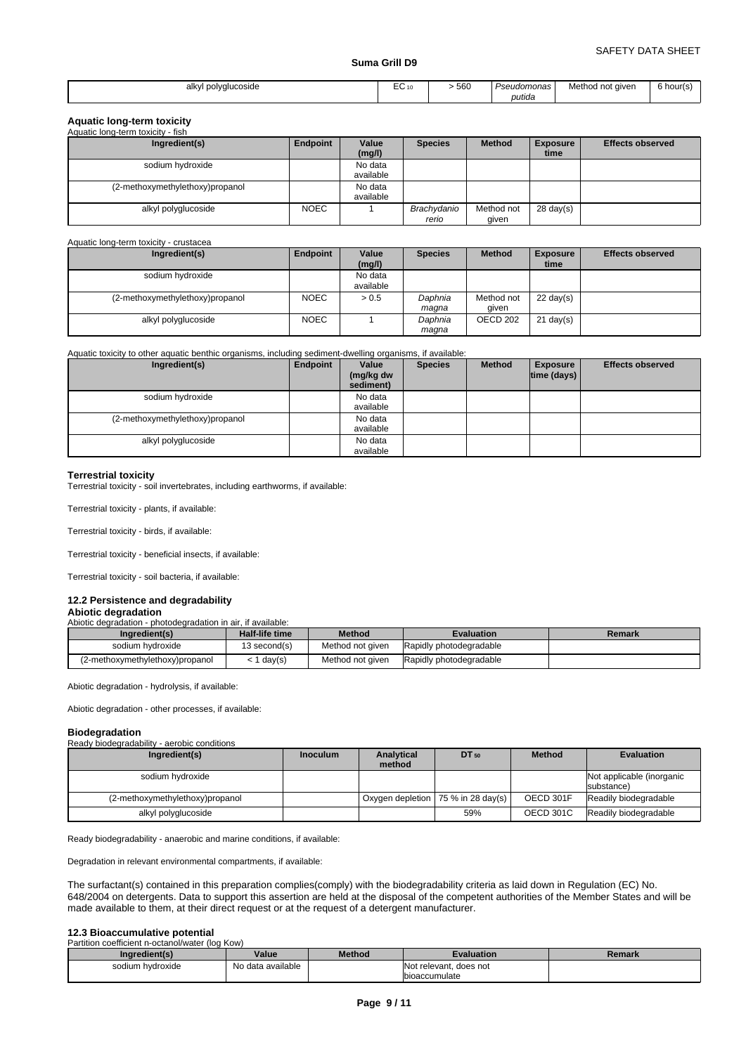| alkyl polyglucoside | $EC_{10}$ | > 560 | *Pseudomonas putida* | Method not given | 6 hour(s) |
|---|---|---|---|---|---|

### Aquatic long-term toxicity

Aquatic long-term toxicity - fish

| Ingredient(s) | Endpoint | Value (mg/l) | Species | Method | Exposure time | Effects observed |
|---|---|---|---|---|---|---|
| sodium hydroxide | | No data available | | | | |
| (2-methoxymethylethoxy)propanol | | No data available | | | | |
| alkyl polyglucoside | NOEC | 1 | *Brachydanio rerio* | Method not given | 28 day(s) | |

Aquatic long-term toxicity - crustacea

| Ingredient(s) | Endpoint | Value (mg/l) | Species | Method | Exposure time | Effects observed |
|---|---|---|---|---|---|---|
| sodium hydroxide | | No data available | | | | |
| (2-methoxymethylethoxy)propanol | NOEC | > 0.5 | *Daphnia magna* | Method not given | 22 day(s) | |
| alkyl polyglucoside | NOEC | 1 | *Daphnia magna* | OECD 202 | 21 day(s) | |

Aquatic toxicity to other aquatic benthic organisms, including sediment-dwelling organisms, if available:

| Ingredient(s) | Endpoint | Value (mg/kg dw sediment) | Species | Method | Exposure time (days) | Effects observed |
|---|---|---|---|---|---|---|
| sodium hydroxide | | No data available | | | | |
| (2-methoxymethylethoxy)propanol | | No data available | | | | |
| alkyl polyglucoside | | No data available | | | | |

### Terrestrial toxicity

Terrestrial toxicity - soil invertebrates, including earthworms, if available:

Terrestrial toxicity - plants, if available:

Terrestrial toxicity - birds, if available:

Terrestrial toxicity - beneficial insects, if available:

Terrestrial toxicity - soil bacteria, if available:

## 12.2 Persistence and degradability

### Abiotic degradation

Abiotic degradation - photodegradation in air, if available:

| Ingredient(s) | Half-life time | Method | Evaluation | Remark |
|---|---|---|---|---|
| sodium hydroxide | 13 second(s) | Method not given | Rapidly photodegradable | |
| (2-methoxymethylethoxy)propanol | < 1 day(s) | Method not given | Rapidly photodegradable | |

Abiotic degradation - hydrolysis, if available:

Abiotic degradation - other processes, if available:

### Biodegradation

Ready biodegradability - aerobic conditions

| Ingredient(s) | Inoculum | Analytical method | $DT_{50}$ | Method | Evaluation |
|---|---|---|---|---|---|
| sodium hydroxide | | | | | Not applicable (inorganic substance) |
| (2-methoxymethylethoxy)propanol | | Oxygen depletion | 75 % in 28 day(s) | OECD 301F | Readily biodegradable |
| alkyl polyglucoside | | | 59% | OECD 301C | Readily biodegradable |

Ready biodegradability - anaerobic and marine conditions, if available:

Degradation in relevant environmental compartments, if available:

The surfactant(s) contained in this preparation complies(comply) with the biodegradability criteria as laid down in Regulation (EC) No. 648/2004 on detergents. Data to support this assertion are held at the disposal of the competent authorities of the Member States and will be made available to them, at their direct request or at the request of a detergent manufacturer.

## 12.3 Bioaccumulative potential

Partition coefficient n-octanol/water (log Kow)

| Ingredient(s) | Value | Method | Evaluation | Remark |
|---|---|---|---|---|
| sodium hydroxide | No data available | | Not relevant, does not bioaccumulate | |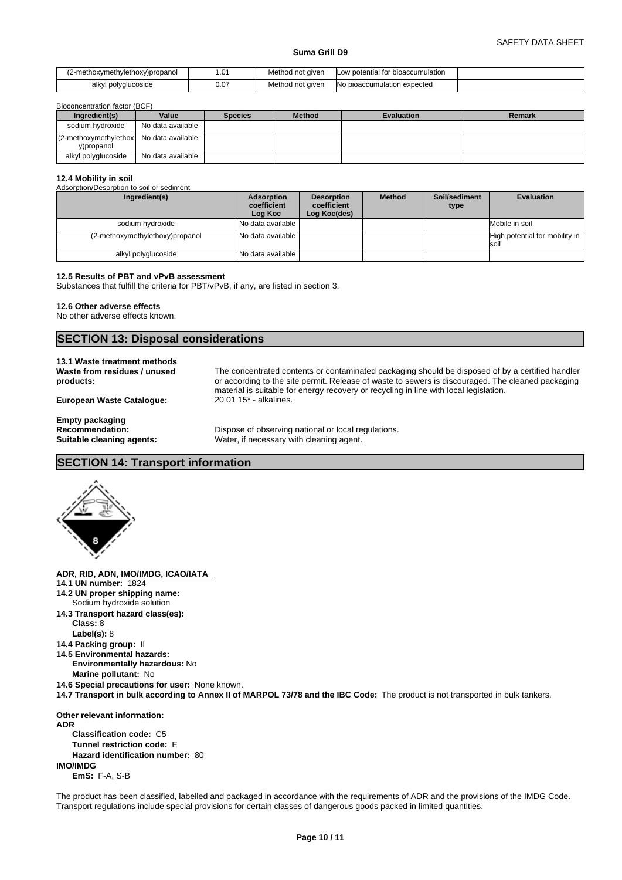| (2-methoxymethylethoxy)propanol | 1.01 | Method not given | Low potential for bioaccumulation | |
|---|---|---|---|---|
| alkyl polyglucoside | 0.07 | Method not given | No bioaccumulation expected | |

Bioconcentration factor (BCF)

| Ingredient(s) | Value | Species | Method | Evaluation | Remark |
|---|---|---|---|---|---|
| sodium hydroxide | No data available | | | | |
| (2-methoxymethylethoxy)propanol | No data available | | | | |
| alkyl polyglucoside | No data available | | | | |

### 12.4 Mobility in soil

Adsorption/Desorption to soil or sediment

| Ingredient(s) | Adsorption coefficient Log Koc | Desorption coefficient Log Koc(des) | Method | Soil/sediment type | Evaluation |
|---|---|---|---|---|---|
| sodium hydroxide | No data available | | | | Mobile in soil |
| (2-methoxymethylethoxy)propanol | No data available | | | | High potential for mobility in soil |
| alkyl polyglucoside | No data available | | | | |

### 12.5 Results of PBT and vPvB assessment

Substances that fulfill the criteria for PBT/vPvB, if any, are listed in section 3.

### 12.6 Other adverse effects

No other adverse effects known.

## SECTION 13: Disposal considerations

### 13.1 Waste treatment methods

**Waste from residues / unused products:** The concentrated contents or contaminated packaging should be disposed of by a certified handler or according to the site permit. Release of waste to sewers is discouraged. The cleaned packaging material is suitable for energy recovery or recycling in line with local legislation.

**European Waste Catalogue:** 20 01 15* - alkalines.

**Empty packaging**

**Recommendation:** Dispose of observing national or local regulations.

**Suitable cleaning agents:** Water, if necessary with cleaning agent.

## SECTION 14: Transport information

**ADR, RID, ADN, IMO/IMDG, ICAO/IATA**

**14.1 UN number:** 1824

**14.2 UN proper shipping name:**
Sodium hydroxide solution

**14.3 Transport hazard class(es):**
**Class:** 8
**Label(s):** 8

**14.4 Packing group:** II

**14.5 Environmental hazards:**
**Environmentally hazardous:** No
**Marine pollutant:** No

**14.6 Special precautions for user:** None known.

**14.7 Transport in bulk according to Annex II of MARPOL 73/78 and the IBC Code:** The product is not transported in bulk tankers.

**Other relevant information:**

**ADR**
**Classification code:** C5
**Tunnel restriction code:** E
**Hazard identification number:** 80

**IMO/IMDG**
**EmS:** F-A, S-B

The product has been classified, labelled and packaged in accordance with the requirements of ADR and the provisions of the IMDG Code. Transport regulations include special provisions for certain classes of dangerous goods packed in limited quantities.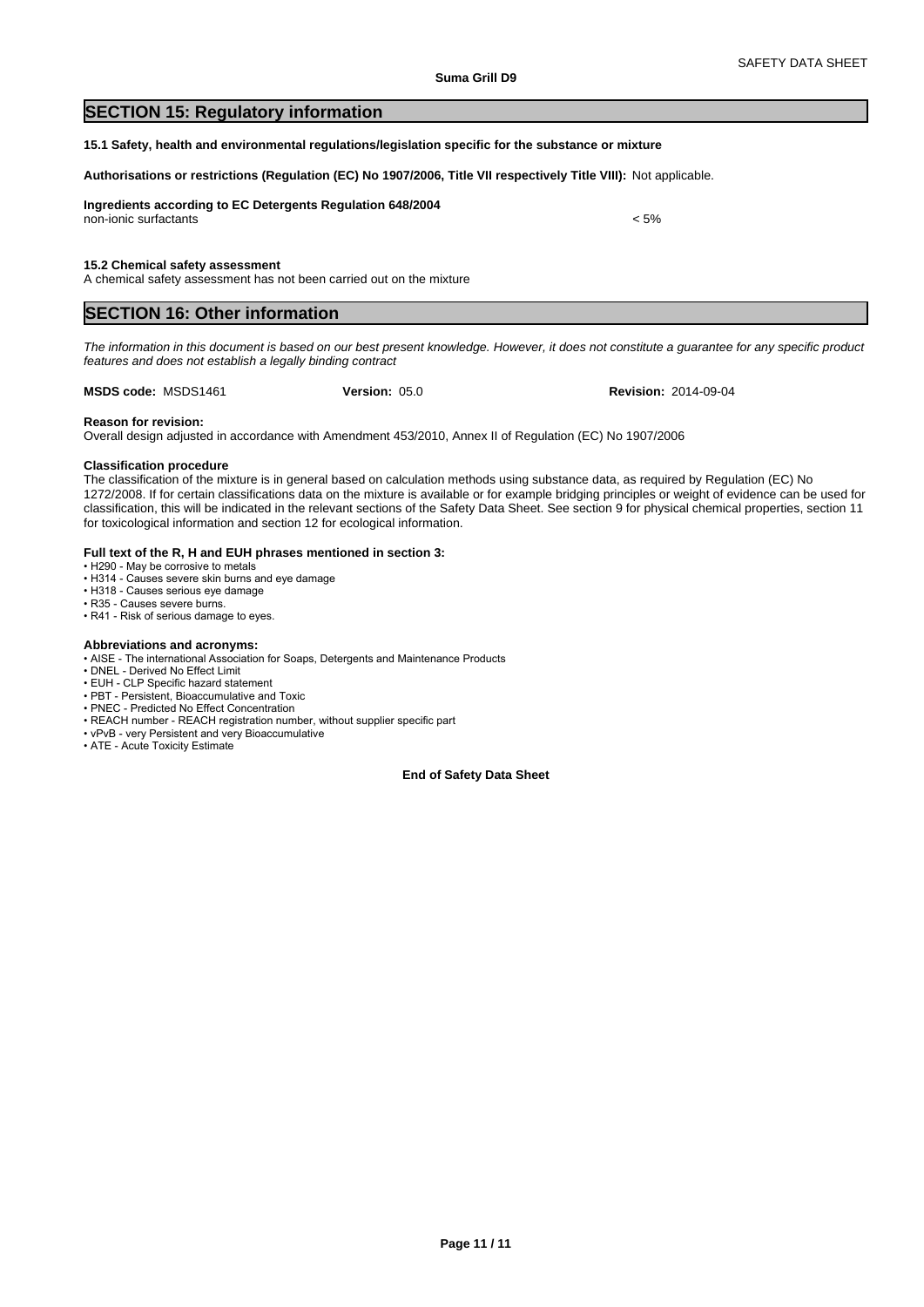## SECTION 15: Regulatory information

**15.1 Safety, health and environmental regulations/legislation specific for the substance or mixture**

**Authorisations or restrictions (Regulation (EC) No 1907/2006, Title VII respectively Title VIII):** Not applicable.

**Ingredients according to EC Detergents Regulation 648/2004**

| | |
|---|---|
| non-ionic surfactants | < 5% |

**15.2 Chemical safety assessment**

A chemical safety assessment has not been carried out on the mixture

## SECTION 16: Other information

*The information in this document is based on our best present knowledge. However, it does not constitute a guarantee for any specific product features and does not establish a legally binding contract*

**MSDS code:** MSDS1461 **Version:** 05.0 **Revision:** 2014-09-04

**Reason for revision:**

Overall design adjusted in accordance with Amendment 453/2010, Annex II of Regulation (EC) No 1907/2006

**Classification procedure**

The classification of the mixture is in general based on calculation methods using substance data, as required by Regulation (EC) No 1272/2008. If for certain classifications data on the mixture is available or for example bridging principles or weight of evidence can be used for classification, this will be indicated in the relevant sections of the Safety Data Sheet. See section 9 for physical chemical properties, section 11 for toxicological information and section 12 for ecological information.

**Full text of the R, H and EUH phrases mentioned in section 3:**

- H290 - May be corrosive to metals
- H314 - Causes severe skin burns and eye damage
- H318 - Causes serious eye damage
- R35 - Causes severe burns.
- R41 - Risk of serious damage to eyes.

**Abbreviations and acronyms:**

- AISE - The international Association for Soaps, Detergents and Maintenance Products
- DNEL - Derived No Effect Limit
- EUH - CLP Specific hazard statement
- PBT - Persistent, Bioaccumulative and Toxic
- PNEC - Predicted No Effect Concentration
- REACH number - REACH registration number, without supplier specific part
- vPvB - very Persistent and very Bioaccumulative
- ATE - Acute Toxicity Estimate

**End of Safety Data Sheet**